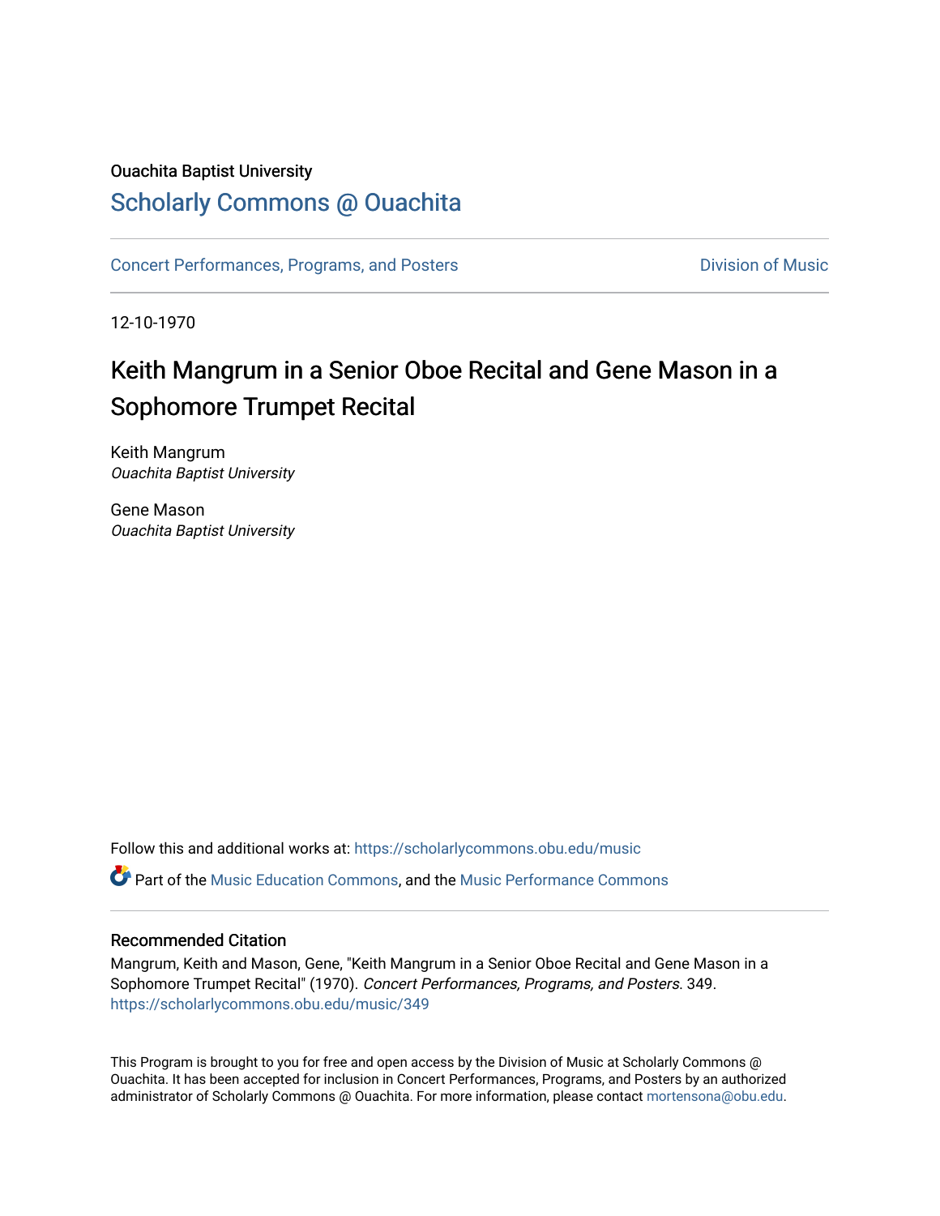Ouachita Baptist University

# Scholarly Commons @ Ouachita

Concert Performances, Programs, and Posters

Division of Music

12-10-1970

## Keith Mangrum in a Senior Oboe Recital and Gene Mason in a Sophomore Trumpet Recital

Keith Mangrum
*Ouachita Baptist University*

Gene Mason
*Ouachita Baptist University*

Follow this and additional works at: https://scholarlycommons.obu.edu/music

Part of the Music Education Commons, and the Music Performance Commons

### Recommended Citation

Mangrum, Keith and Mason, Gene, "Keith Mangrum in a Senior Oboe Recital and Gene Mason in a Sophomore Trumpet Recital" (1970). *Concert Performances, Programs, and Posters*. 349.
https://scholarlycommons.obu.edu/music/349

This Program is brought to you for free and open access by the Division of Music at Scholarly Commons @ Ouachita. It has been accepted for inclusion in Concert Performances, Programs, and Posters by an authorized administrator of Scholarly Commons @ Ouachita. For more information, please contact mortensona@obu.edu.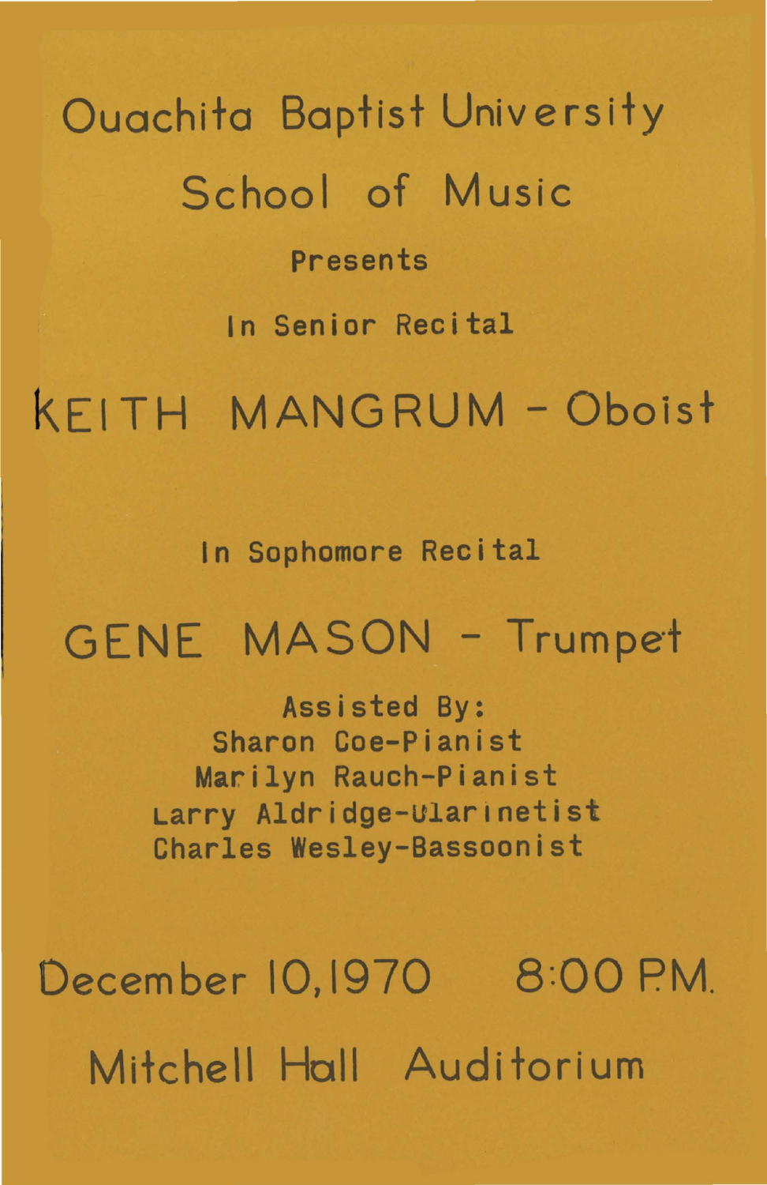# Ouachita Baptist University

## School of Music

Presents

In Senior Recital

# KEITH MANGRUM - Oboist

In Sophomore Recital

# GENE MASON - Trumpet

Assisted By:
Sharon Coe-Pianist
Marilyn Rauch-Pianist
Larry Aldridge-Clarinetist
Charles Wesley-Bassoonist

## December 10, 1970 8:00 P.M.

## Mitchell Hall Auditorium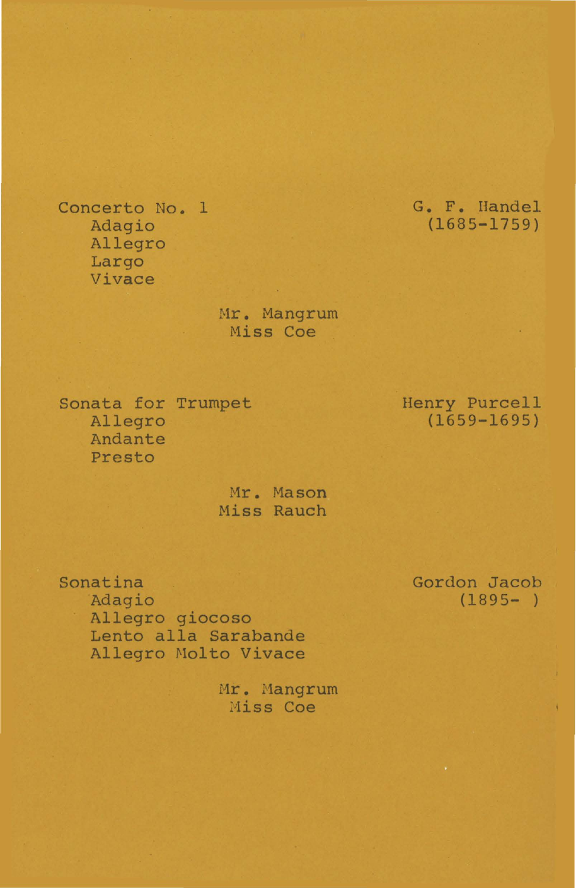Concerto No. 1 — G. F. Handel (1685-1759)

- Adagio
- Allegro
- Largo
- Vivace

Mr. Mangrum
Miss Coe

Sonata for Trumpet — Henry Purcell (1659-1695)

- Allegro
- Andante
- Presto

Mr. Mason
Miss Rauch

Sonatina — Gordon Jacob (1895- )

- Adagio
- Allegro giocoso
- Lento alla Sarabande
- Allegro Molto Vivace

Mr. Mangrum
Miss Coe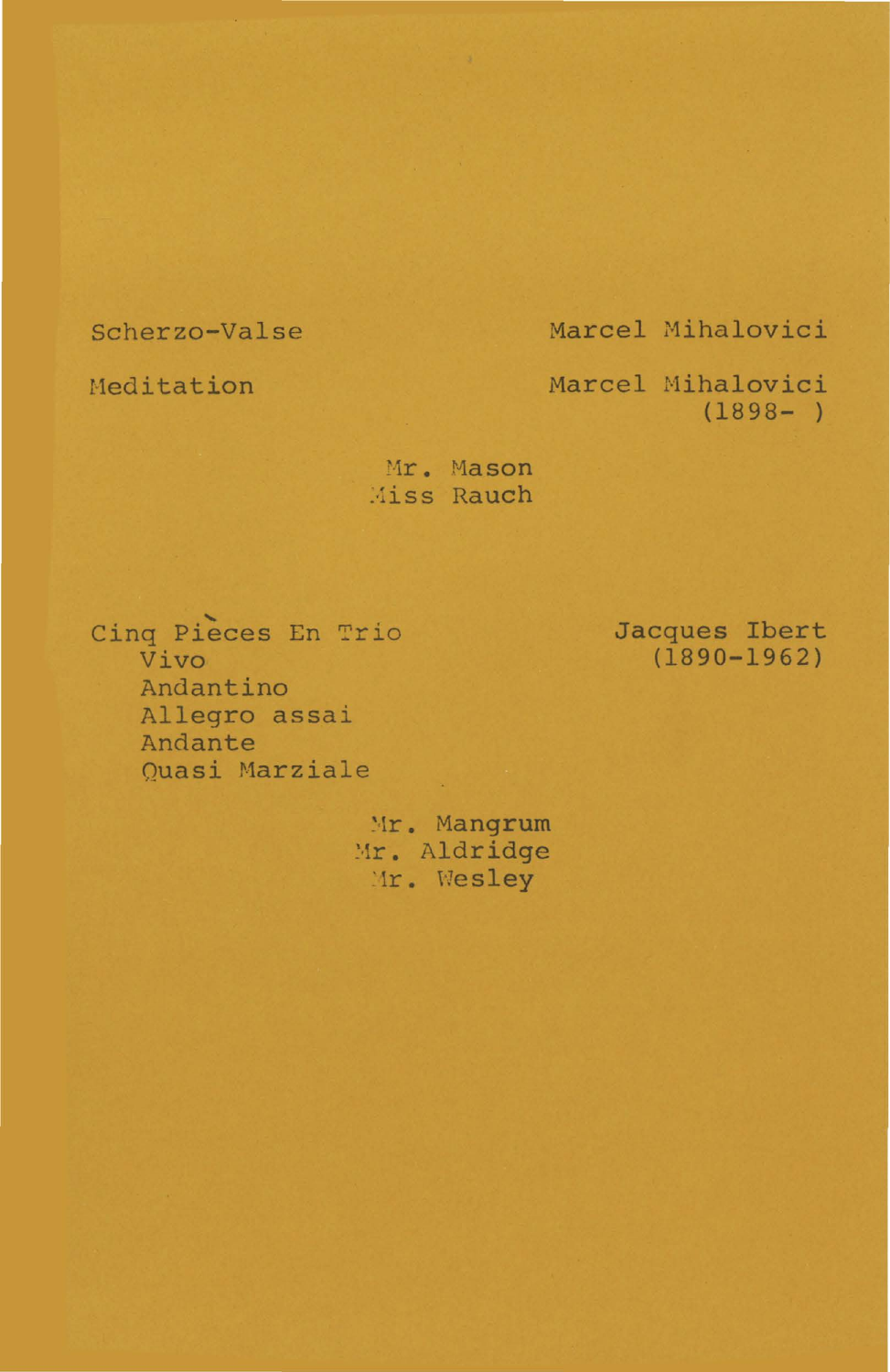Scherzo-Valse — Marcel Mihalovici

Meditation — Marcel Mihalovici (1898- )

Mr. Mason
Miss Rauch

Cinq Pièces En Trio — Jacques Ibert (1890-1962)

- Vivo
- Andantino
- Allegro assai
- Andante
- Quasi Marziale

Mr. Mangrum
Mr. Aldridge
Mr. Wesley